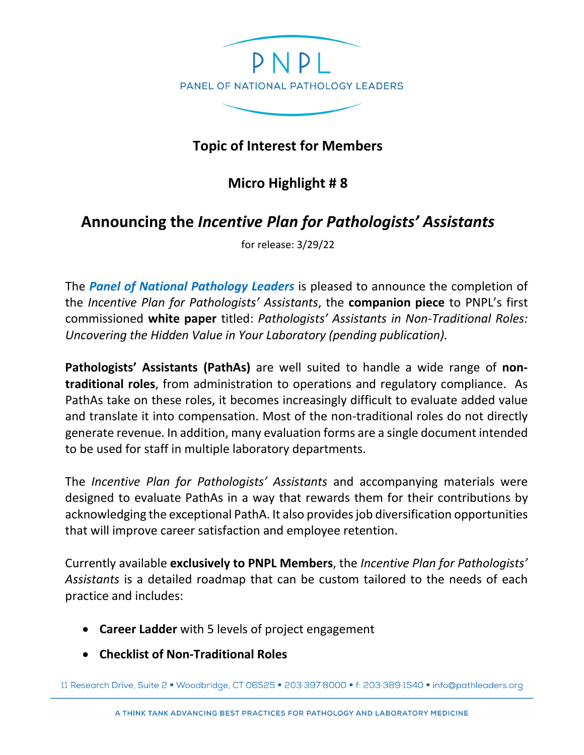# PNPL

PANEL OF NATIONAL PATHOLOGY LEADERS

## Topic of Interest for Members

## Micro Highlight # 8

# Announcing the *Incentive Plan for Pathologists' Assistants*

for release: 3/29/22

The ***Panel of National Pathology Leaders*** is pleased to announce the completion of the *Incentive Plan for Pathologists' Assistants*, the **companion piece** to PNPL's first commissioned **white paper** titled: *Pathologists' Assistants in Non-Traditional Roles: Uncovering the Hidden Value in Your Laboratory (pending publication).*

**Pathologists' Assistants (PathAs)** are well suited to handle a wide range of **non-traditional roles**, from administration to operations and regulatory compliance. As PathAs take on these roles, it becomes increasingly difficult to evaluate added value and translate it into compensation. Most of the non-traditional roles do not directly generate revenue. In addition, many evaluation forms are a single document intended to be used for staff in multiple laboratory departments.

The *Incentive Plan for Pathologists' Assistants* and accompanying materials were designed to evaluate PathAs in a way that rewards them for their contributions by acknowledging the exceptional PathA. It also provides job diversification opportunities that will improve career satisfaction and employee retention.

Currently available **exclusively to PNPL Members**, the *Incentive Plan for Pathologists' Assistants* is a detailed roadmap that can be custom tailored to the needs of each practice and includes:

- **Career Ladder** with 5 levels of project engagement
- **Checklist of Non-Traditional Roles**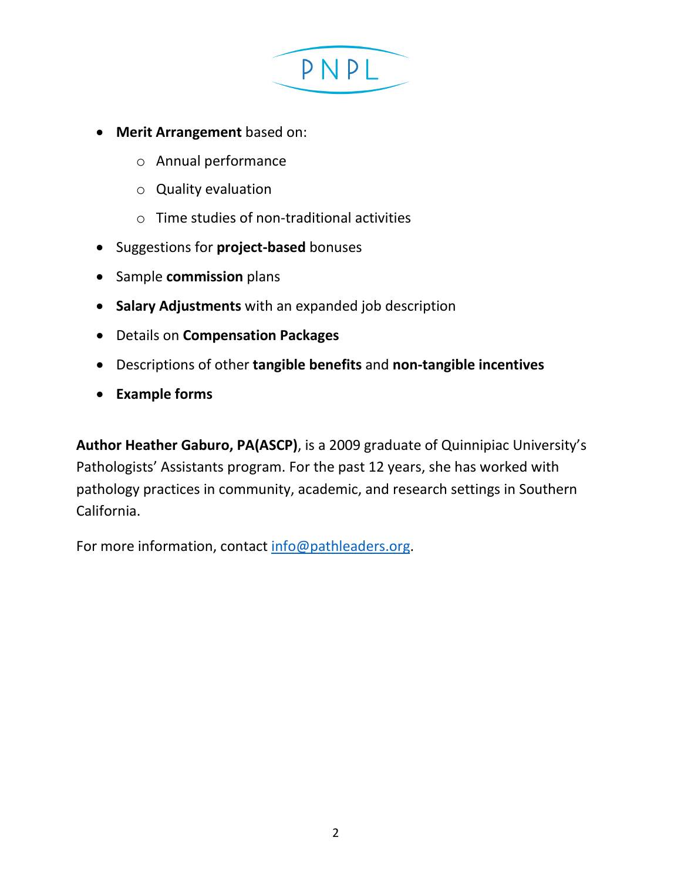- **Merit Arrangement** based on:
  - Annual performance
  - Quality evaluation
  - Time studies of non-traditional activities
- Suggestions for **project-based** bonuses
- Sample **commission** plans
- **Salary Adjustments** with an expanded job description
- Details on **Compensation Packages**
- Descriptions of other **tangible benefits** and **non-tangible incentives**
- **Example forms**

**Author Heather Gaburo, PA(ASCP)**, is a 2009 graduate of Quinnipiac University's Pathologists' Assistants program. For the past 12 years, she has worked with pathology practices in community, academic, and research settings in Southern California.

For more information, contact info@pathleaders.org.